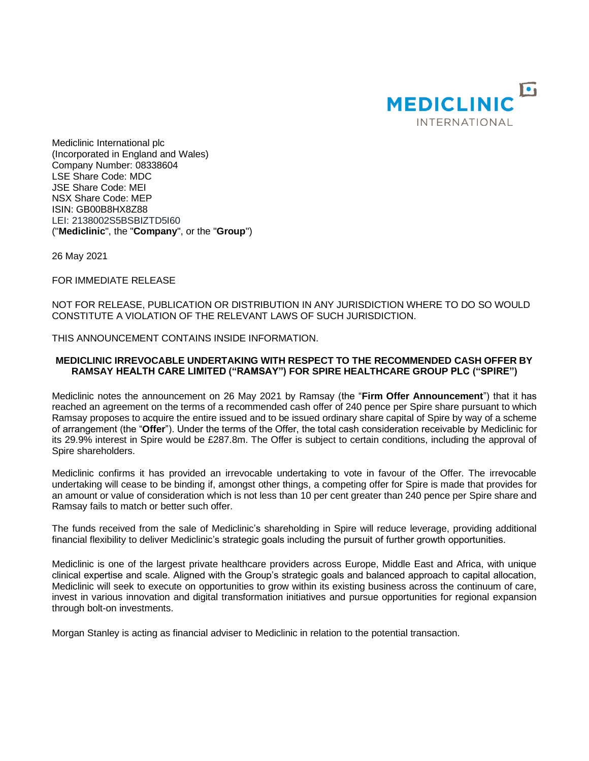MEDICLINIC INTERNATIONAL

Mediclinic International plc
(Incorporated in England and Wales)
Company Number: 08338604
LSE Share Code: MDC
JSE Share Code: MEI
NSX Share Code: MEP
ISIN: GB00B8HX8Z88
LEI: 2138002S5BSBIZTD5I60
("**Mediclinic**", the "**Company**", or the "**Group**")

26 May 2021

FOR IMMEDIATE RELEASE

NOT FOR RELEASE, PUBLICATION OR DISTRIBUTION IN ANY JURISDICTION WHERE TO DO SO WOULD CONSTITUTE A VIOLATION OF THE RELEVANT LAWS OF SUCH JURISDICTION.

THIS ANNOUNCEMENT CONTAINS INSIDE INFORMATION.

## MEDICLINIC IRREVOCABLE UNDERTAKING WITH RESPECT TO THE RECOMMENDED CASH OFFER BY RAMSAY HEALTH CARE LIMITED ("RAMSAY") FOR SPIRE HEALTHCARE GROUP PLC ("SPIRE")

Mediclinic notes the announcement on 26 May 2021 by Ramsay (the "**Firm Offer Announcement**") that it has reached an agreement on the terms of a recommended cash offer of 240 pence per Spire share pursuant to which Ramsay proposes to acquire the entire issued and to be issued ordinary share capital of Spire by way of a scheme of arrangement (the "**Offer**"). Under the terms of the Offer, the total cash consideration receivable by Mediclinic for its 29.9% interest in Spire would be £287.8m. The Offer is subject to certain conditions, including the approval of Spire shareholders.

Mediclinic confirms it has provided an irrevocable undertaking to vote in favour of the Offer. The irrevocable undertaking will cease to be binding if, amongst other things, a competing offer for Spire is made that provides for an amount or value of consideration which is not less than 10 per cent greater than 240 pence per Spire share and Ramsay fails to match or better such offer.

The funds received from the sale of Mediclinic's shareholding in Spire will reduce leverage, providing additional financial flexibility to deliver Mediclinic's strategic goals including the pursuit of further growth opportunities.

Mediclinic is one of the largest private healthcare providers across Europe, Middle East and Africa, with unique clinical expertise and scale. Aligned with the Group's strategic goals and balanced approach to capital allocation, Mediclinic will seek to execute on opportunities to grow within its existing business across the continuum of care, invest in various innovation and digital transformation initiatives and pursue opportunities for regional expansion through bolt-on investments.

Morgan Stanley is acting as financial adviser to Mediclinic in relation to the potential transaction.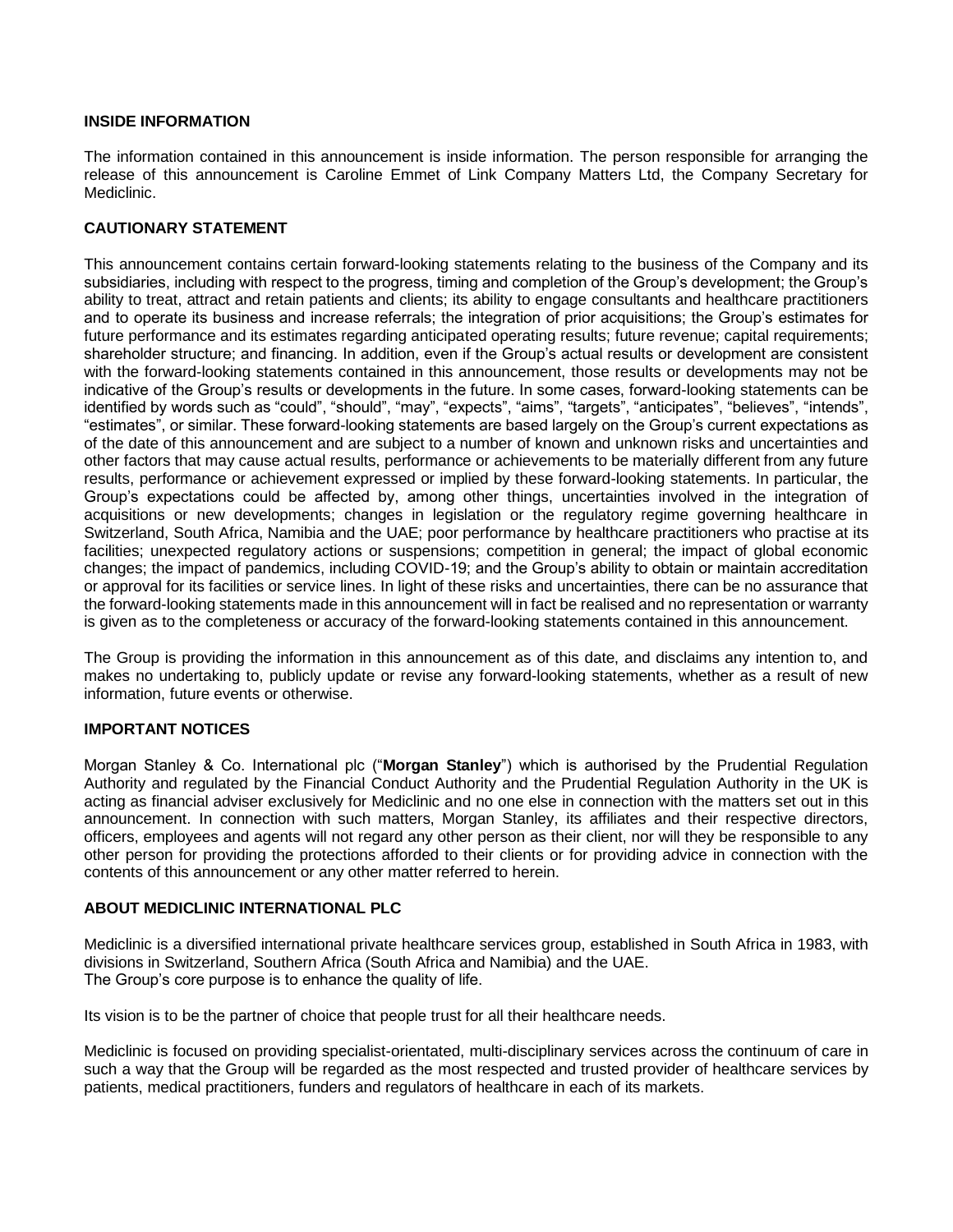**INSIDE INFORMATION**

The information contained in this announcement is inside information. The person responsible for arranging the release of this announcement is Caroline Emmet of Link Company Matters Ltd, the Company Secretary for Mediclinic.

**CAUTIONARY STATEMENT**

This announcement contains certain forward-looking statements relating to the business of the Company and its subsidiaries, including with respect to the progress, timing and completion of the Group's development; the Group's ability to treat, attract and retain patients and clients; its ability to engage consultants and healthcare practitioners and to operate its business and increase referrals; the integration of prior acquisitions; the Group's estimates for future performance and its estimates regarding anticipated operating results; future revenue; capital requirements; shareholder structure; and financing. In addition, even if the Group's actual results or development are consistent with the forward-looking statements contained in this announcement, those results or developments may not be indicative of the Group's results or developments in the future. In some cases, forward-looking statements can be identified by words such as "could", "should", "may", "expects", "aims", "targets", "anticipates", "believes", "intends", "estimates", or similar. These forward-looking statements are based largely on the Group's current expectations as of the date of this announcement and are subject to a number of known and unknown risks and uncertainties and other factors that may cause actual results, performance or achievements to be materially different from any future results, performance or achievement expressed or implied by these forward-looking statements. In particular, the Group's expectations could be affected by, among other things, uncertainties involved in the integration of acquisitions or new developments; changes in legislation or the regulatory regime governing healthcare in Switzerland, South Africa, Namibia and the UAE; poor performance by healthcare practitioners who practise at its facilities; unexpected regulatory actions or suspensions; competition in general; the impact of global economic changes; the impact of pandemics, including COVID-19; and the Group's ability to obtain or maintain accreditation or approval for its facilities or service lines. In light of these risks and uncertainties, there can be no assurance that the forward-looking statements made in this announcement will in fact be realised and no representation or warranty is given as to the completeness or accuracy of the forward-looking statements contained in this announcement.

The Group is providing the information in this announcement as of this date, and disclaims any intention to, and makes no undertaking to, publicly update or revise any forward-looking statements, whether as a result of new information, future events or otherwise.

**IMPORTANT NOTICES**

Morgan Stanley & Co. International plc ("**Morgan Stanley**") which is authorised by the Prudential Regulation Authority and regulated by the Financial Conduct Authority and the Prudential Regulation Authority in the UK is acting as financial adviser exclusively for Mediclinic and no one else in connection with the matters set out in this announcement. In connection with such matters, Morgan Stanley, its affiliates and their respective directors, officers, employees and agents will not regard any other person as their client, nor will they be responsible to any other person for providing the protections afforded to their clients or for providing advice in connection with the contents of this announcement or any other matter referred to herein.

**ABOUT MEDICLINIC INTERNATIONAL PLC**

Mediclinic is a diversified international private healthcare services group, established in South Africa in 1983, with divisions in Switzerland, Southern Africa (South Africa and Namibia) and the UAE.
The Group's core purpose is to enhance the quality of life.

Its vision is to be the partner of choice that people trust for all their healthcare needs.

Mediclinic is focused on providing specialist-orientated, multi-disciplinary services across the continuum of care in such a way that the Group will be regarded as the most respected and trusted provider of healthcare services by patients, medical practitioners, funders and regulators of healthcare in each of its markets.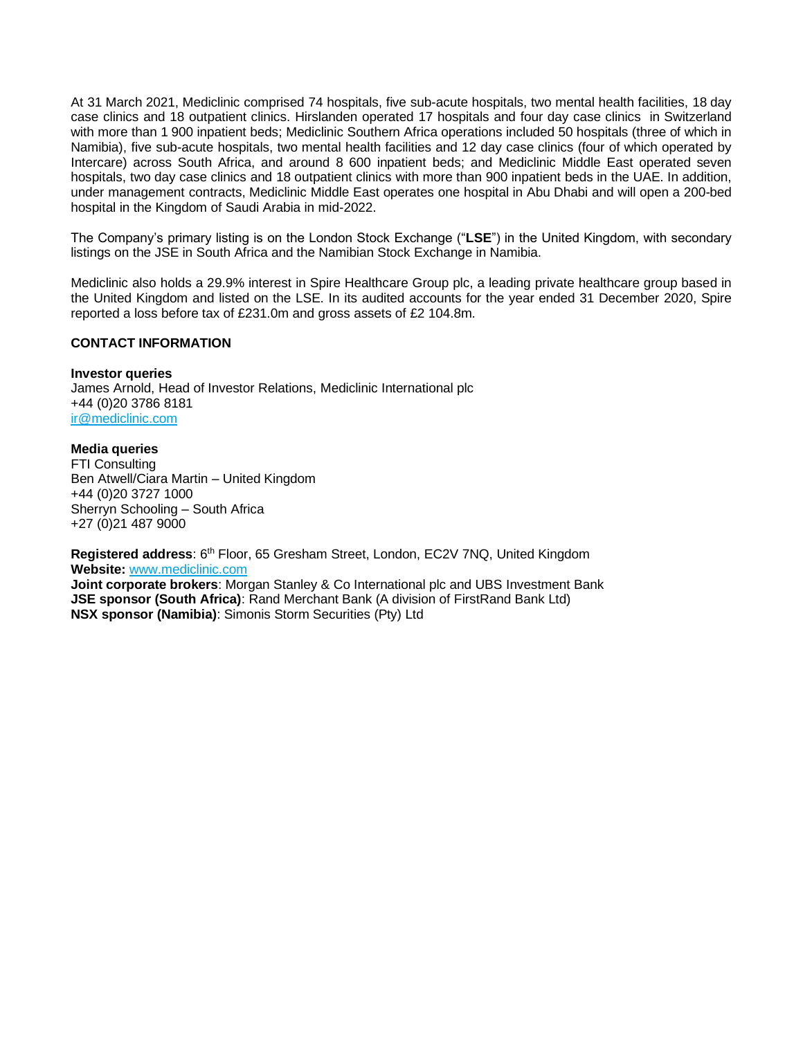At 31 March 2021, Mediclinic comprised 74 hospitals, five sub-acute hospitals, two mental health facilities, 18 day case clinics and 18 outpatient clinics. Hirslanden operated 17 hospitals and four day case clinics in Switzerland with more than 1 900 inpatient beds; Mediclinic Southern Africa operations included 50 hospitals (three of which in Namibia), five sub-acute hospitals, two mental health facilities and 12 day case clinics (four of which operated by Intercare) across South Africa, and around 8 600 inpatient beds; and Mediclinic Middle East operated seven hospitals, two day case clinics and 18 outpatient clinics with more than 900 inpatient beds in the UAE. In addition, under management contracts, Mediclinic Middle East operates one hospital in Abu Dhabi and will open a 200-bed hospital in the Kingdom of Saudi Arabia in mid-2022.

The Company's primary listing is on the London Stock Exchange ("**LSE**") in the United Kingdom, with secondary listings on the JSE in South Africa and the Namibian Stock Exchange in Namibia.

Mediclinic also holds a 29.9% interest in Spire Healthcare Group plc, a leading private healthcare group based in the United Kingdom and listed on the LSE. In its audited accounts for the year ended 31 December 2020, Spire reported a loss before tax of £231.0m and gross assets of £2 104.8m.

## CONTACT INFORMATION

**Investor queries**
James Arnold, Head of Investor Relations, Mediclinic International plc
+44 (0)20 3786 8181
ir@mediclinic.com

**Media queries**
FTI Consulting
Ben Atwell/Ciara Martin – United Kingdom
+44 (0)20 3727 1000
Sherryn Schooling – South Africa
+27 (0)21 487 9000

**Registered address**: 6th Floor, 65 Gresham Street, London, EC2V 7NQ, United Kingdom
**Website:** www.mediclinic.com
**Joint corporate brokers**: Morgan Stanley & Co International plc and UBS Investment Bank
**JSE sponsor (South Africa)**: Rand Merchant Bank (A division of FirstRand Bank Ltd)
**NSX sponsor (Namibia)**: Simonis Storm Securities (Pty) Ltd